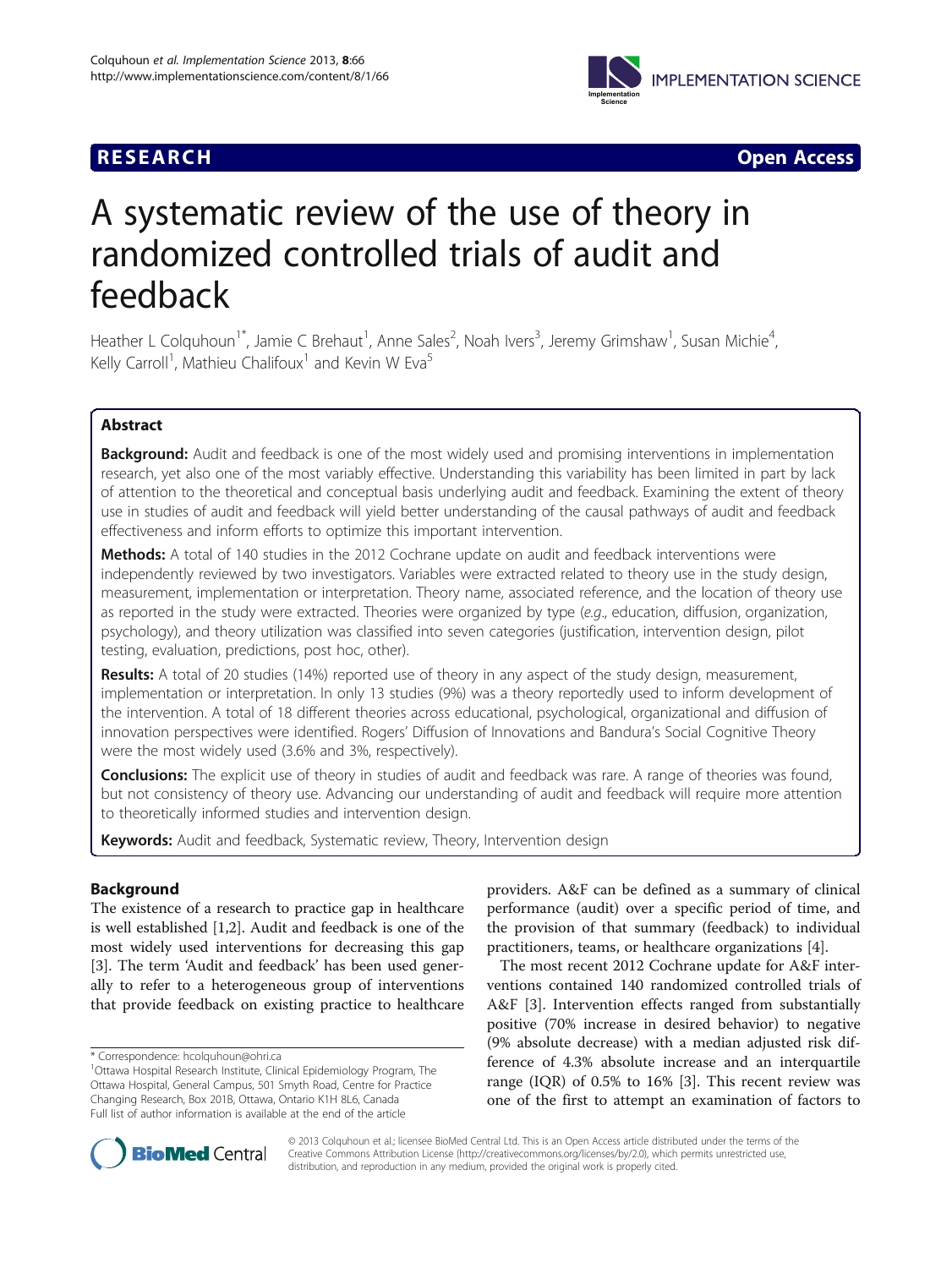RESEARCH Open Access

# A systematic review of the use of theory in randomized controlled trials of audit and feedback

Heather L Colquhoun[1*], Jamie C Brehaut[1], Anne Sales[2], Noah Ivers[3], Jeremy Grimshaw[1], Susan Michie[4], Kelly Carroll[1], Mathieu Chalifoux[1] and Kevin W Eva[5]

## Abstract

**Background:** Audit and feedback is one of the most widely used and promising interventions in implementation research, yet also one of the most variably effective. Understanding this variability has been limited in part by lack of attention to the theoretical and conceptual basis underlying audit and feedback. Examining the extent of theory use in studies of audit and feedback will yield better understanding of the causal pathways of audit and feedback effectiveness and inform efforts to optimize this important intervention.

**Methods:** A total of 140 studies in the 2012 Cochrane update on audit and feedback interventions were independently reviewed by two investigators. Variables were extracted related to theory use in the study design, measurement, implementation or interpretation. Theory name, associated reference, and the location of theory use as reported in the study were extracted. Theories were organized by type (*e.g.*, education, diffusion, organization, psychology), and theory utilization was classified into seven categories (justification, intervention design, pilot testing, evaluation, predictions, post hoc, other).

**Results:** A total of 20 studies (14%) reported use of theory in any aspect of the study design, measurement, implementation or interpretation. In only 13 studies (9%) was a theory reportedly used to inform development of the intervention. A total of 18 different theories across educational, psychological, organizational and diffusion of innovation perspectives were identified. Rogers' Diffusion of Innovations and Bandura's Social Cognitive Theory were the most widely used (3.6% and 3%, respectively).

**Conclusions:** The explicit use of theory in studies of audit and feedback was rare. A range of theories was found, but not consistency of theory use. Advancing our understanding of audit and feedback will require more attention to theoretically informed studies and intervention design.

**Keywords:** Audit and feedback, Systematic review, Theory, Intervention design

## Background

The existence of a research to practice gap in healthcare is well established [1,2]. Audit and feedback is one of the most widely used interventions for decreasing this gap [3]. The term 'Audit and feedback' has been used generally to refer to a heterogeneous group of interventions that provide feedback on existing practice to healthcare providers. A&F can be defined as a summary of clinical performance (audit) over a specific period of time, and the provision of that summary (feedback) to individual practitioners, teams, or healthcare organizations [4].

The most recent 2012 Cochrane update for A&F interventions contained 140 randomized controlled trials of A&F [3]. Intervention effects ranged from substantially positive (70% increase in desired behavior) to negative (9% absolute decrease) with a median adjusted risk difference of 4.3% absolute increase and an interquartile range (IQR) of 0.5% to 16% [3]. This recent review was one of the first to attempt an examination of factors to

* Correspondence: hcolquhoun@ohri.ca

[1]Ottawa Hospital Research Institute, Clinical Epidemiology Program, The Ottawa Hospital, General Campus, 501 Smyth Road, Centre for Practice Changing Research, Box 201B, Ottawa, Ontario K1H 8L6, Canada

Full list of author information is available at the end of the article

© 2013 Colquhoun et al.; licensee BioMed Central Ltd. This is an Open Access article distributed under the terms of the Creative Commons Attribution License (http://creativecommons.org/licenses/by/2.0), which permits unrestricted use, distribution, and reproduction in any medium, provided the original work is properly cited.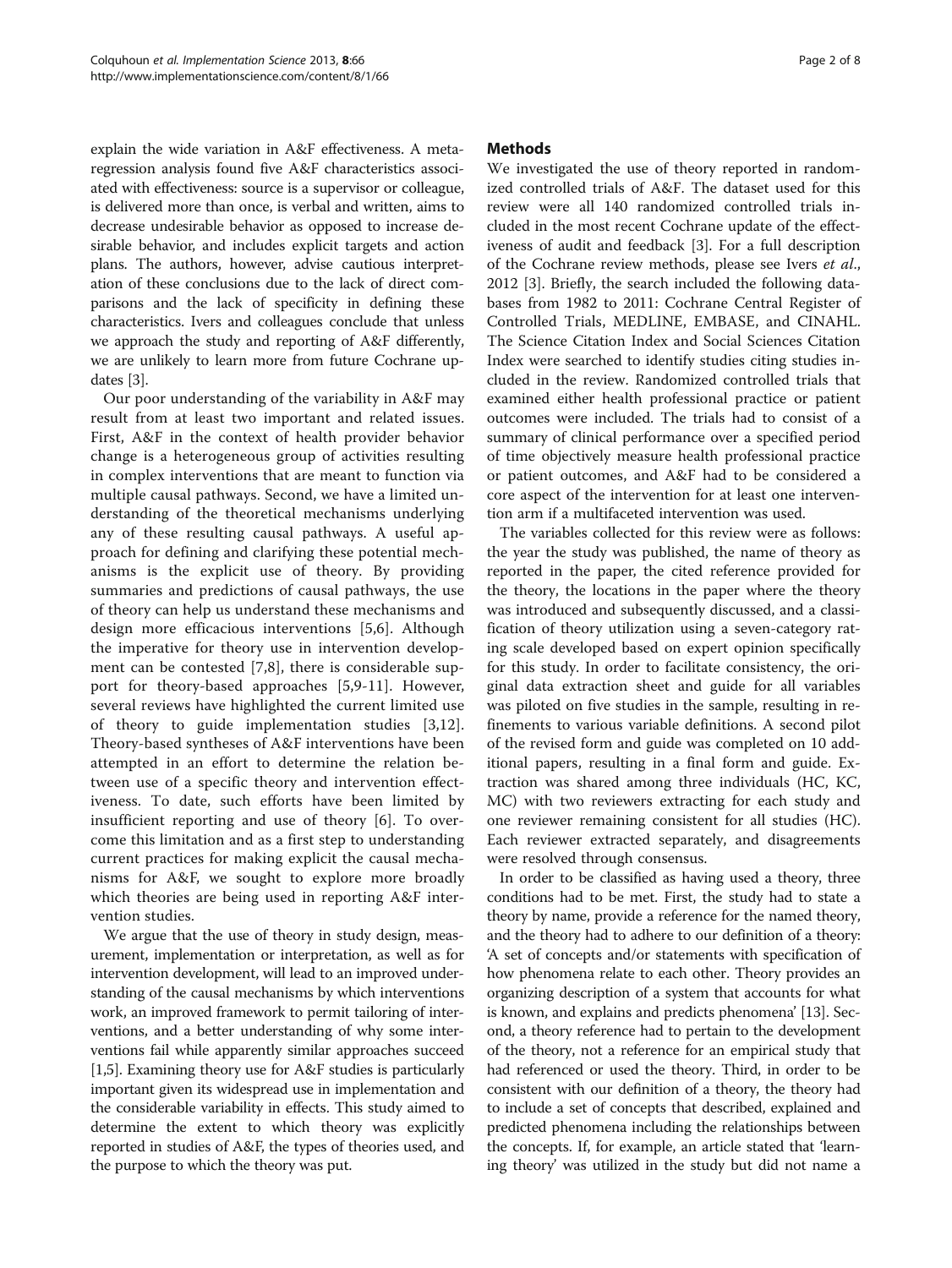explain the wide variation in A&F effectiveness. A meta-regression analysis found five A&F characteristics associated with effectiveness: source is a supervisor or colleague, is delivered more than once, is verbal and written, aims to decrease undesirable behavior as opposed to increase desirable behavior, and includes explicit targets and action plans. The authors, however, advise cautious interpretation of these conclusions due to the lack of direct comparisons and the lack of specificity in defining these characteristics. Ivers and colleagues conclude that unless we approach the study and reporting of A&F differently, we are unlikely to learn more from future Cochrane updates [3].

Our poor understanding of the variability in A&F may result from at least two important and related issues. First, A&F in the context of health provider behavior change is a heterogeneous group of activities resulting in complex interventions that are meant to function via multiple causal pathways. Second, we have a limited understanding of the theoretical mechanisms underlying any of these resulting causal pathways. A useful approach for defining and clarifying these potential mechanisms is the explicit use of theory. By providing summaries and predictions of causal pathways, the use of theory can help us understand these mechanisms and design more efficacious interventions [5,6]. Although the imperative for theory use in intervention development can be contested [7,8], there is considerable support for theory-based approaches [5,9-11]. However, several reviews have highlighted the current limited use of theory to guide implementation studies [3,12]. Theory-based syntheses of A&F interventions have been attempted in an effort to determine the relation between use of a specific theory and intervention effectiveness. To date, such efforts have been limited by insufficient reporting and use of theory [6]. To overcome this limitation and as a first step to understanding current practices for making explicit the causal mechanisms for A&F, we sought to explore more broadly which theories are being used in reporting A&F intervention studies.

We argue that the use of theory in study design, measurement, implementation or interpretation, as well as for intervention development, will lead to an improved understanding of the causal mechanisms by which interventions work, an improved framework to permit tailoring of interventions, and a better understanding of why some interventions fail while apparently similar approaches succeed [1,5]. Examining theory use for A&F studies is particularly important given its widespread use in implementation and the considerable variability in effects. This study aimed to determine the extent to which theory was explicitly reported in studies of A&F, the types of theories used, and the purpose to which the theory was put.

## Methods

We investigated the use of theory reported in randomized controlled trials of A&F. The dataset used for this review were all 140 randomized controlled trials included in the most recent Cochrane update of the effectiveness of audit and feedback [3]. For a full description of the Cochrane review methods, please see Ivers *et al*., 2012 [3]. Briefly, the search included the following databases from 1982 to 2011: Cochrane Central Register of Controlled Trials, MEDLINE, EMBASE, and CINAHL. The Science Citation Index and Social Sciences Citation Index were searched to identify studies citing studies included in the review. Randomized controlled trials that examined either health professional practice or patient outcomes were included. The trials had to consist of a summary of clinical performance over a specified period of time objectively measure health professional practice or patient outcomes, and A&F had to be considered a core aspect of the intervention for at least one intervention arm if a multifaceted intervention was used.

The variables collected for this review were as follows: the year the study was published, the name of theory as reported in the paper, the cited reference provided for the theory, the locations in the paper where the theory was introduced and subsequently discussed, and a classification of theory utilization using a seven-category rating scale developed based on expert opinion specifically for this study. In order to facilitate consistency, the original data extraction sheet and guide for all variables was piloted on five studies in the sample, resulting in refinements to various variable definitions. A second pilot of the revised form and guide was completed on 10 additional papers, resulting in a final form and guide. Extraction was shared among three individuals (HC, KC, MC) with two reviewers extracting for each study and one reviewer remaining consistent for all studies (HC). Each reviewer extracted separately, and disagreements were resolved through consensus.

In order to be classified as having used a theory, three conditions had to be met. First, the study had to state a theory by name, provide a reference for the named theory, and the theory had to adhere to our definition of a theory: 'A set of concepts and/or statements with specification of how phenomena relate to each other. Theory provides an organizing description of a system that accounts for what is known, and explains and predicts phenomena' [13]. Second, a theory reference had to pertain to the development of the theory, not a reference for an empirical study that had referenced or used the theory. Third, in order to be consistent with our definition of a theory, the theory had to include a set of concepts that described, explained and predicted phenomena including the relationships between the concepts. If, for example, an article stated that 'learning theory' was utilized in the study but did not name a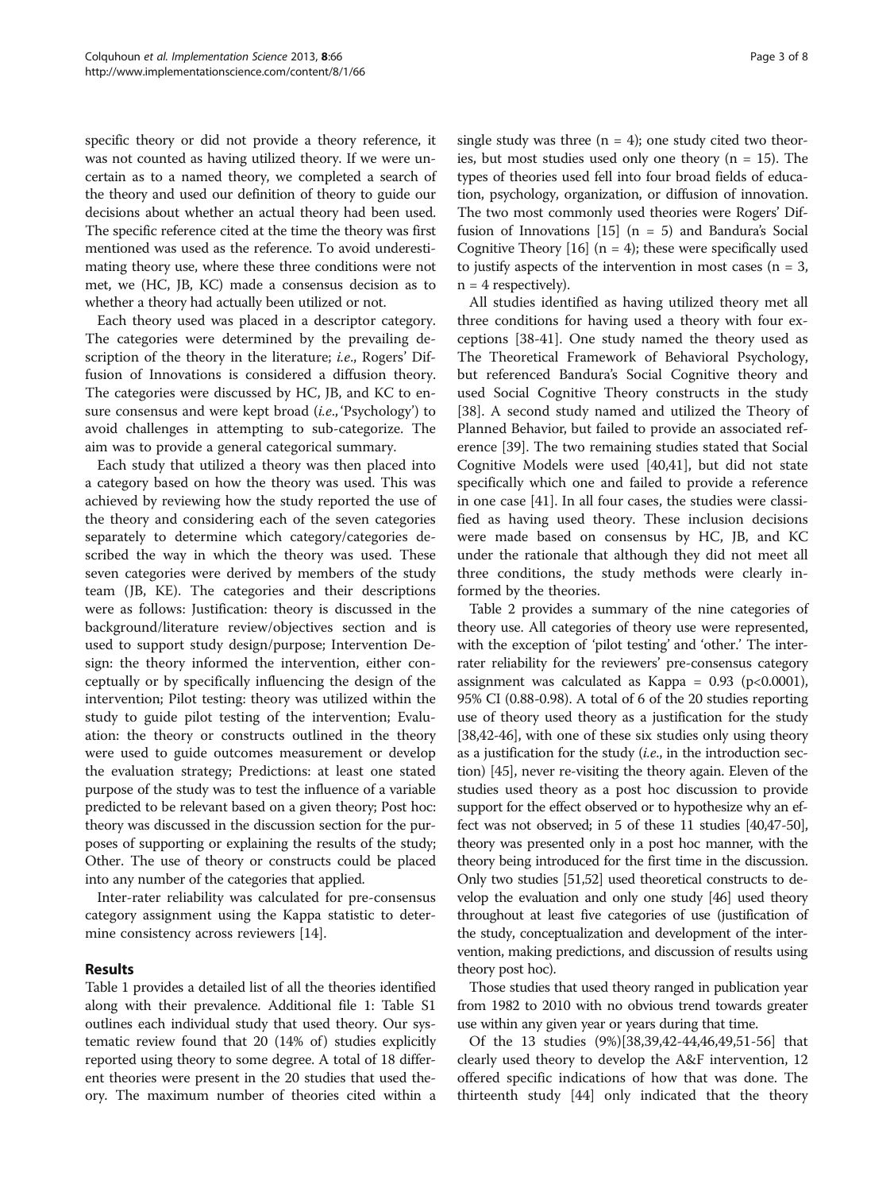specific theory or did not provide a theory reference, it was not counted as having utilized theory. If we were uncertain as to a named theory, we completed a search of the theory and used our definition of theory to guide our decisions about whether an actual theory had been used. The specific reference cited at the time the theory was first mentioned was used as the reference. To avoid underestimating theory use, where these three conditions were not met, we (HC, JB, KC) made a consensus decision as to whether a theory had actually been utilized or not.

Each theory used was placed in a descriptor category. The categories were determined by the prevailing description of the theory in the literature; *i.e.*, Rogers' Diffusion of Innovations is considered a diffusion theory. The categories were discussed by HC, JB, and KC to ensure consensus and were kept broad (*i.e.*,'Psychology') to avoid challenges in attempting to sub-categorize. The aim was to provide a general categorical summary.

Each study that utilized a theory was then placed into a category based on how the theory was used. This was achieved by reviewing how the study reported the use of the theory and considering each of the seven categories separately to determine which category/categories described the way in which the theory was used. These seven categories were derived by members of the study team (JB, KE). The categories and their descriptions were as follows: Justification: theory is discussed in the background/literature review/objectives section and is used to support study design/purpose; Intervention Design: the theory informed the intervention, either conceptually or by specifically influencing the design of the intervention; Pilot testing: theory was utilized within the study to guide pilot testing of the intervention; Evaluation: the theory or constructs outlined in the theory were used to guide outcomes measurement or develop the evaluation strategy; Predictions: at least one stated purpose of the study was to test the influence of a variable predicted to be relevant based on a given theory; Post hoc: theory was discussed in the discussion section for the purposes of supporting or explaining the results of the study; Other. The use of theory or constructs could be placed into any number of the categories that applied.

Inter-rater reliability was calculated for pre-consensus category assignment using the Kappa statistic to determine consistency across reviewers [14].

## Results

Table 1 provides a detailed list of all the theories identified along with their prevalence. Additional file 1: Table S1 outlines each individual study that used theory. Our systematic review found that 20 (14% of) studies explicitly reported using theory to some degree. A total of 18 different theories were present in the 20 studies that used theory. The maximum number of theories cited within a single study was three (n = 4); one study cited two theories, but most studies used only one theory (n = 15). The types of theories used fell into four broad fields of education, psychology, organization, or diffusion of innovation. The two most commonly used theories were Rogers' Diffusion of Innovations [15] (n = 5) and Bandura's Social Cognitive Theory [16] (n = 4); these were specifically used to justify aspects of the intervention in most cases (n = 3, n = 4 respectively).

All studies identified as having utilized theory met all three conditions for having used a theory with four exceptions [38-41]. One study named the theory used as The Theoretical Framework of Behavioral Psychology, but referenced Bandura's Social Cognitive theory and used Social Cognitive Theory constructs in the study [38]. A second study named and utilized the Theory of Planned Behavior, but failed to provide an associated reference [39]. The two remaining studies stated that Social Cognitive Models were used [40,41], but did not state specifically which one and failed to provide a reference in one case [41]. In all four cases, the studies were classified as having used theory. These inclusion decisions were made based on consensus by HC, JB, and KC under the rationale that although they did not meet all three conditions, the study methods were clearly informed by the theories.

Table 2 provides a summary of the nine categories of theory use. All categories of theory use were represented, with the exception of 'pilot testing' and 'other.' The inter-rater reliability for the reviewers' pre-consensus category assignment was calculated as Kappa = 0.93 ($p<0.0001$), 95% CI (0.88-0.98). A total of 6 of the 20 studies reporting use of theory used theory as a justification for the study [38,42-46], with one of these six studies only using theory as a justification for the study (*i.e.*, in the introduction section) [45], never re-visiting the theory again. Eleven of the studies used theory as a post hoc discussion to provide support for the effect observed or to hypothesize why an effect was not observed; in 5 of these 11 studies [40,47-50], theory was presented only in a post hoc manner, with the theory being introduced for the first time in the discussion. Only two studies [51,52] used theoretical constructs to develop the evaluation and only one study [46] used theory throughout at least five categories of use (justification of the study, conceptualization and development of the intervention, making predictions, and discussion of results using theory post hoc).

Those studies that used theory ranged in publication year from 1982 to 2010 with no obvious trend towards greater use within any given year or years during that time.

Of the 13 studies (9%)[38,39,42-44,46,49,51-56] that clearly used theory to develop the A&F intervention, 12 offered specific indications of how that was done. The thirteenth study [44] only indicated that the theory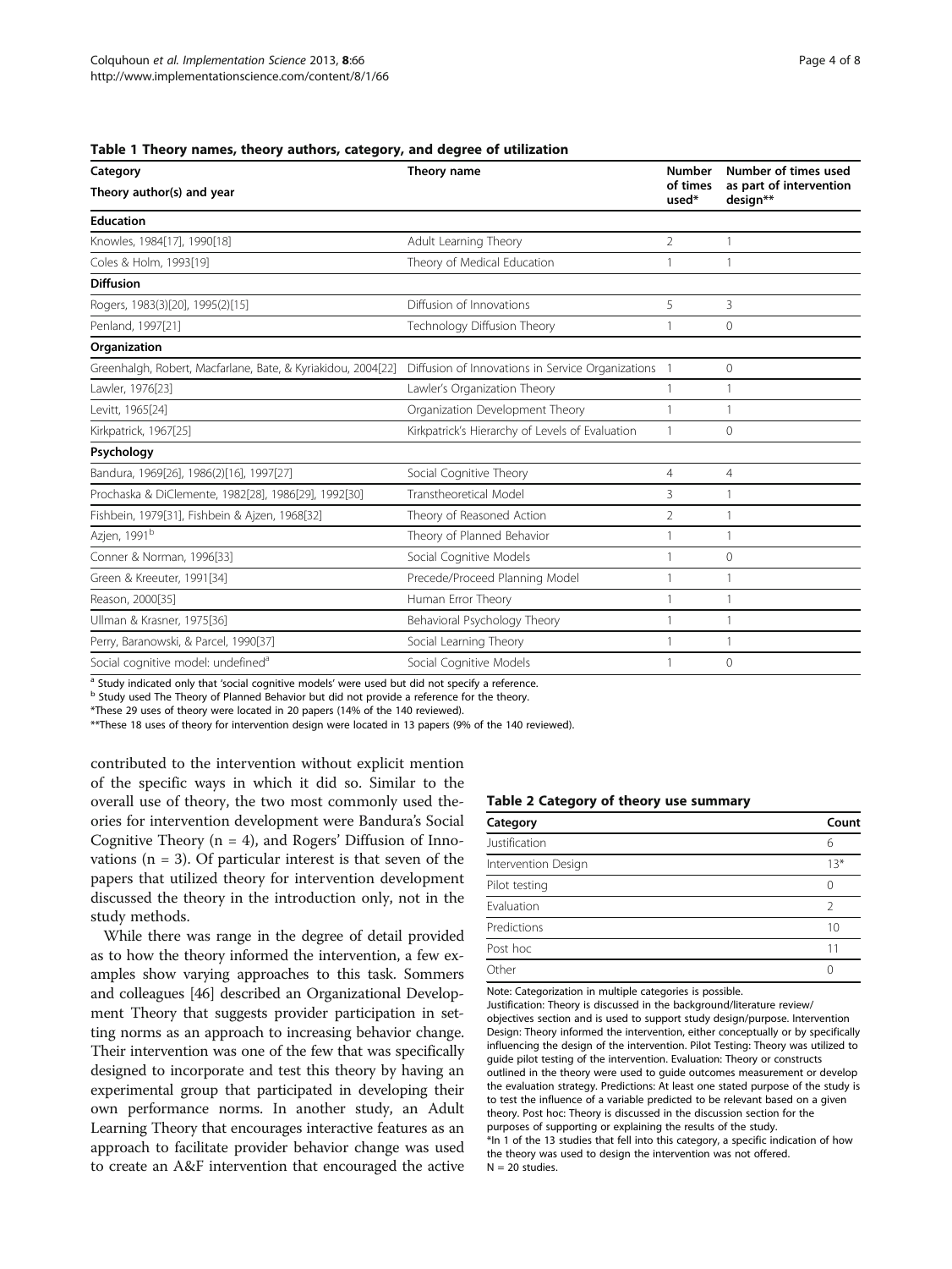**Table 1 Theory names, theory authors, category, and degree of utilization**

| Category<br>Theory author(s) and year | Theory name | Number of times used* | Number of times used as part of intervention design** |
|---|---|---|---|
| **Education** | | | |
| Knowles, 1984[17], 1990[18] | Adult Learning Theory | 2 | 1 |
| Coles & Holm, 1993[19] | Theory of Medical Education | 1 | 1 |
| **Diffusion** | | | |
| Rogers, 1983(3)[20], 1995(2)[15] | Diffusion of Innovations | 5 | 3 |
| Penland, 1997[21] | Technology Diffusion Theory | 1 | 0 |
| **Organization** | | | |
| Greenhalgh, Robert, Macfarlane, Bate, & Kyriakidou, 2004[22] | Diffusion of Innovations in Service Organizations | 1 | 0 |
| Lawler, 1976[23] | Lawler's Organization Theory | 1 | 1 |
| Levitt, 1965[24] | Organization Development Theory | 1 | 1 |
| Kirkpatrick, 1967[25] | Kirkpatrick's Hierarchy of Levels of Evaluation | 1 | 0 |
| **Psychology** | | | |
| Bandura, 1969[26], 1986(2)[16], 1997[27] | Social Cognitive Theory | 4 | 4 |
| Prochaska & DiClemente, 1982[28], 1986[29], 1992[30] | Transtheoretical Model | 3 | 1 |
| Fishbein, 1979[31], Fishbein & Ajzen, 1968[32] | Theory of Reasoned Action | 2 | 1 |
| Azjen, 1991[b] | Theory of Planned Behavior | 1 | 1 |
| Conner & Norman, 1996[33] | Social Cognitive Models | 1 | 0 |
| Green & Kreeuter, 1991[34] | Precede/Proceed Planning Model | 1 | 1 |
| Reason, 2000[35] | Human Error Theory | 1 | 1 |
| Ullman & Krasner, 1975[36] | Behavioral Psychology Theory | 1 | 1 |
| Perry, Baranowski, & Parcel, 1990[37] | Social Learning Theory | 1 | 1 |
| Social cognitive model: undefined[a] | Social Cognitive Models | 1 | 0 |

[a] Study indicated only that 'social cognitive models' were used but did not specify a reference.
[b] Study used The Theory of Planned Behavior but did not provide a reference for the theory.
*These 29 uses of theory were located in 20 papers (14% of the 140 reviewed).
**These 18 uses of theory for intervention design were located in 13 papers (9% of the 140 reviewed).

contributed to the intervention without explicit mention of the specific ways in which it did so. Similar to the overall use of theory, the two most commonly used theories for intervention development were Bandura's Social Cognitive Theory (n = 4), and Rogers' Diffusion of Innovations (n = 3). Of particular interest is that seven of the papers that utilized theory for intervention development discussed the theory in the introduction only, not in the study methods.

While there was range in the degree of detail provided as to how the theory informed the intervention, a few examples show varying approaches to this task. Sommers and colleagues [46] described an Organizational Development Theory that suggests provider participation in setting norms as an approach to increasing behavior change. Their intervention was one of the few that was specifically designed to incorporate and test this theory by having an experimental group that participated in developing their own performance norms. In another study, an Adult Learning Theory that encourages interactive features as an approach to facilitate provider behavior change was used to create an A&F intervention that encouraged the active

**Table 2 Category of theory use summary**

| Category | Count |
|---|---|
| Justification | 6 |
| Intervention Design | 13* |
| Pilot testing | 0 |
| Evaluation | 2 |
| Predictions | 10 |
| Post hoc | 11 |
| Other | 0 |

Note: Categorization in multiple categories is possible.
Justification: Theory is discussed in the background/literature review/objectives section and is used to support study design/purpose. Intervention Design: Theory informed the intervention, either conceptually or by specifically influencing the design of the intervention. Pilot Testing: Theory was utilized to guide pilot testing of the intervention. Evaluation: Theory or constructs outlined in the theory were used to guide outcomes measurement or develop the evaluation strategy. Predictions: At least one stated purpose of the study is to test the influence of a variable predicted to be relevant based on a given theory. Post hoc: Theory is discussed in the discussion section for the purposes of supporting or explaining the results of the study.
*In 1 of the 13 studies that fell into this category, a specific indication of how the theory was used to design the intervention was not offered.
N = 20 studies.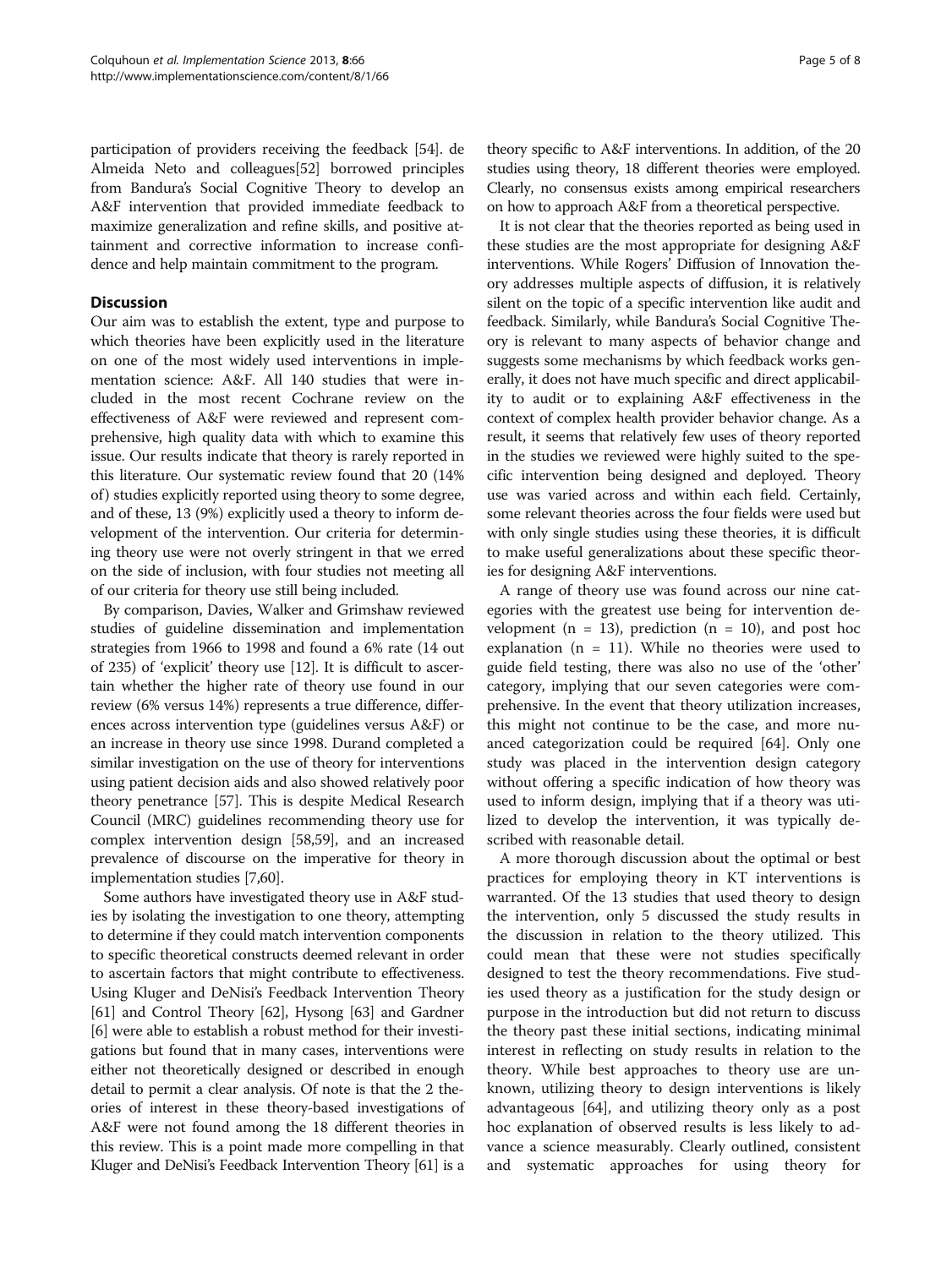participation of providers receiving the feedback [54]. de Almeida Neto and colleagues[52] borrowed principles from Bandura's Social Cognitive Theory to develop an A&F intervention that provided immediate feedback to maximize generalization and refine skills, and positive attainment and corrective information to increase confidence and help maintain commitment to the program.

## Discussion

Our aim was to establish the extent, type and purpose to which theories have been explicitly used in the literature on one of the most widely used interventions in implementation science: A&F. All 140 studies that were included in the most recent Cochrane review on the effectiveness of A&F were reviewed and represent comprehensive, high quality data with which to examine this issue. Our results indicate that theory is rarely reported in this literature. Our systematic review found that 20 (14% of) studies explicitly reported using theory to some degree, and of these, 13 (9%) explicitly used a theory to inform development of the intervention. Our criteria for determining theory use were not overly stringent in that we erred on the side of inclusion, with four studies not meeting all of our criteria for theory use still being included.

By comparison, Davies, Walker and Grimshaw reviewed studies of guideline dissemination and implementation strategies from 1966 to 1998 and found a 6% rate (14 out of 235) of 'explicit' theory use [12]. It is difficult to ascertain whether the higher rate of theory use found in our review (6% versus 14%) represents a true difference, differences across intervention type (guidelines versus A&F) or an increase in theory use since 1998. Durand completed a similar investigation on the use of theory for interventions using patient decision aids and also showed relatively poor theory penetrance [57]. This is despite Medical Research Council (MRC) guidelines recommending theory use for complex intervention design [58,59], and an increased prevalence of discourse on the imperative for theory in implementation studies [7,60].

Some authors have investigated theory use in A&F studies by isolating the investigation to one theory, attempting to determine if they could match intervention components to specific theoretical constructs deemed relevant in order to ascertain factors that might contribute to effectiveness. Using Kluger and DeNisi's Feedback Intervention Theory [61] and Control Theory [62], Hysong [63] and Gardner [6] were able to establish a robust method for their investigations but found that in many cases, interventions were either not theoretically designed or described in enough detail to permit a clear analysis. Of note is that the 2 theories of interest in these theory-based investigations of A&F were not found among the 18 different theories in this review. This is a point made more compelling in that Kluger and DeNisi's Feedback Intervention Theory [61] is a theory specific to A&F interventions. In addition, of the 20 studies using theory, 18 different theories were employed. Clearly, no consensus exists among empirical researchers on how to approach A&F from a theoretical perspective.

It is not clear that the theories reported as being used in these studies are the most appropriate for designing A&F interventions. While Rogers' Diffusion of Innovation theory addresses multiple aspects of diffusion, it is relatively silent on the topic of a specific intervention like audit and feedback. Similarly, while Bandura's Social Cognitive Theory is relevant to many aspects of behavior change and suggests some mechanisms by which feedback works generally, it does not have much specific and direct applicability to audit or to explaining A&F effectiveness in the context of complex health provider behavior change. As a result, it seems that relatively few uses of theory reported in the studies we reviewed were highly suited to the specific intervention being designed and deployed. Theory use was varied across and within each field. Certainly, some relevant theories across the four fields were used but with only single studies using these theories, it is difficult to make useful generalizations about these specific theories for designing A&F interventions.

A range of theory use was found across our nine categories with the greatest use being for intervention development ($n = 13$), prediction ($n = 10$), and post hoc explanation ($n = 11$). While no theories were used to guide field testing, there was also no use of the 'other' category, implying that our seven categories were comprehensive. In the event that theory utilization increases, this might not continue to be the case, and more nuanced categorization could be required [64]. Only one study was placed in the intervention design category without offering a specific indication of how theory was used to inform design, implying that if a theory was utilized to develop the intervention, it was typically described with reasonable detail.

A more thorough discussion about the optimal or best practices for employing theory in KT interventions is warranted. Of the 13 studies that used theory to design the intervention, only 5 discussed the study results in the discussion in relation to the theory utilized. This could mean that these were not studies specifically designed to test the theory recommendations. Five studies used theory as a justification for the study design or purpose in the introduction but did not return to discuss the theory past these initial sections, indicating minimal interest in reflecting on study results in relation to the theory. While best approaches to theory use are unknown, utilizing theory to design interventions is likely advantageous [64], and utilizing theory only as a post hoc explanation of observed results is less likely to advance a science measurably. Clearly outlined, consistent and systematic approaches for using theory for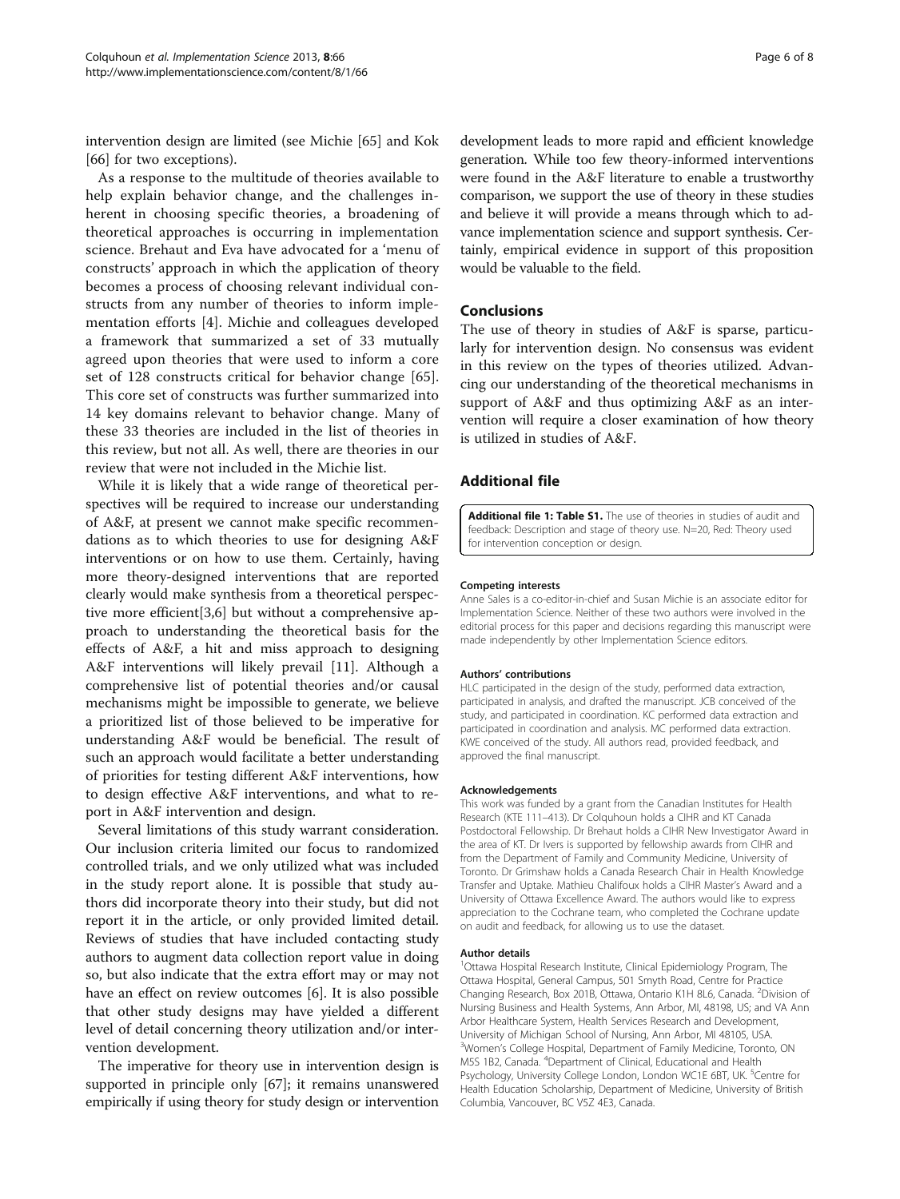intervention design are limited (see Michie [65] and Kok [66] for two exceptions).

As a response to the multitude of theories available to help explain behavior change, and the challenges inherent in choosing specific theories, a broadening of theoretical approaches is occurring in implementation science. Brehaut and Eva have advocated for a 'menu of constructs' approach in which the application of theory becomes a process of choosing relevant individual constructs from any number of theories to inform implementation efforts [4]. Michie and colleagues developed a framework that summarized a set of 33 mutually agreed upon theories that were used to inform a core set of 128 constructs critical for behavior change [65]. This core set of constructs was further summarized into 14 key domains relevant to behavior change. Many of these 33 theories are included in the list of theories in this review, but not all. As well, there are theories in our review that were not included in the Michie list.

While it is likely that a wide range of theoretical perspectives will be required to increase our understanding of A&F, at present we cannot make specific recommendations as to which theories to use for designing A&F interventions or on how to use them. Certainly, having more theory-designed interventions that are reported clearly would make synthesis from a theoretical perspective more efficient[3,6] but without a comprehensive approach to understanding the theoretical basis for the effects of A&F, a hit and miss approach to designing A&F interventions will likely prevail [11]. Although a comprehensive list of potential theories and/or causal mechanisms might be impossible to generate, we believe a prioritized list of those believed to be imperative for understanding A&F would be beneficial. The result of such an approach would facilitate a better understanding of priorities for testing different A&F interventions, how to design effective A&F interventions, and what to report in A&F intervention and design.

Several limitations of this study warrant consideration. Our inclusion criteria limited our focus to randomized controlled trials, and we only utilized what was included in the study report alone. It is possible that study authors did incorporate theory into their study, but did not report it in the article, or only provided limited detail. Reviews of studies that have included contacting study authors to augment data collection report value in doing so, but also indicate that the extra effort may or may not have an effect on review outcomes [6]. It is also possible that other study designs may have yielded a different level of detail concerning theory utilization and/or intervention development.

The imperative for theory use in intervention design is supported in principle only [67]; it remains unanswered empirically if using theory for study design or intervention development leads to more rapid and efficient knowledge generation. While too few theory-informed interventions were found in the A&F literature to enable a trustworthy comparison, we support the use of theory in these studies and believe it will provide a means through which to advance implementation science and support synthesis. Certainly, empirical evidence in support of this proposition would be valuable to the field.

## Conclusions

The use of theory in studies of A&F is sparse, particularly for intervention design. No consensus was evident in this review on the types of theories utilized. Advancing our understanding of the theoretical mechanisms in support of A&F and thus optimizing A&F as an intervention will require a closer examination of how theory is utilized in studies of A&F.

## Additional file

**Additional file 1: Table S1.** The use of theories in studies of audit and feedback: Description and stage of theory use. N=20, Red: Theory used for intervention conception or design.

#### Competing interests

Anne Sales is a co-editor-in-chief and Susan Michie is an associate editor for Implementation Science. Neither of these two authors were involved in the editorial process for this paper and decisions regarding this manuscript were made independently by other Implementation Science editors.

#### Authors' contributions

HLC participated in the design of the study, performed data extraction, participated in analysis, and drafted the manuscript. JCB conceived of the study, and participated in coordination. KC performed data extraction and participated in coordination and analysis. MC performed data extraction. KWE conceived of the study. All authors read, provided feedback, and approved the final manuscript.

#### Acknowledgements

This work was funded by a grant from the Canadian Institutes for Health Research (KTE 111–413). Dr Colquhoun holds a CIHR and KT Canada Postdoctoral Fellowship. Dr Brehaut holds a CIHR New Investigator Award in the area of KT. Dr Ivers is supported by fellowship awards from CIHR and from the Department of Family and Community Medicine, University of Toronto. Dr Grimshaw holds a Canada Research Chair in Health Knowledge Transfer and Uptake. Mathieu Chalifoux holds a CIHR Master's Award and a University of Ottawa Excellence Award. The authors would like to express appreciation to the Cochrane team, who completed the Cochrane update on audit and feedback, for allowing us to use the dataset.

#### Author details

[1]Ottawa Hospital Research Institute, Clinical Epidemiology Program, The Ottawa Hospital, General Campus, 501 Smyth Road, Centre for Practice Changing Research, Box 201B, Ottawa, Ontario K1H 8L6, Canada. [2]Division of Nursing Business and Health Systems, Ann Arbor, MI, 48198, US; and VA Ann Arbor Healthcare System, Health Services Research and Development, University of Michigan School of Nursing, Ann Arbor, MI 48105, USA. [3]Women's College Hospital, Department of Family Medicine, Toronto, ON M5S 1B2, Canada. [4]Department of Clinical, Educational and Health Psychology, University College London, London WC1E 6BT, UK. [5]Centre for Health Education Scholarship, Department of Medicine, University of British Columbia, Vancouver, BC V5Z 4E3, Canada.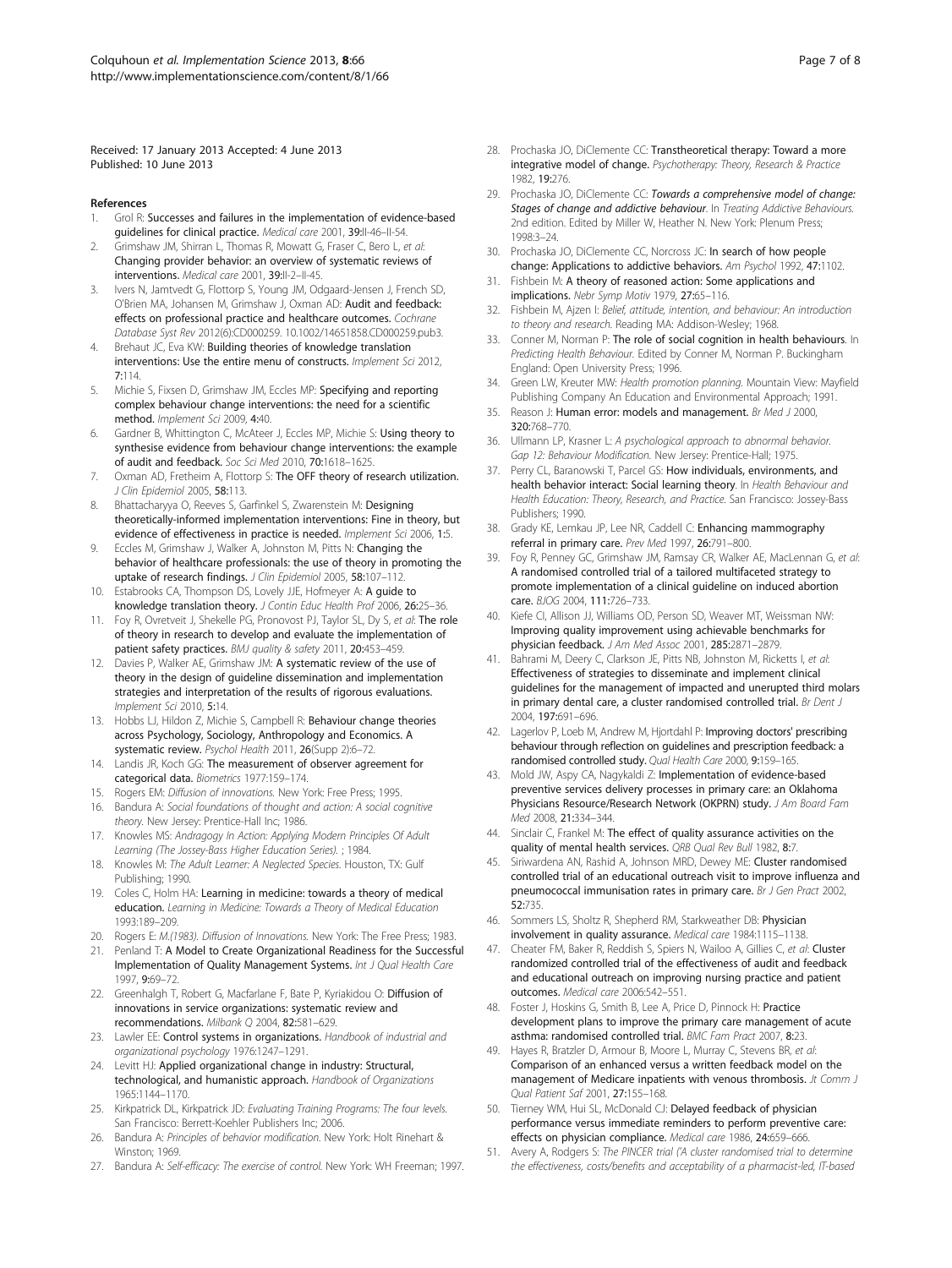Received: 17 January 2013 Accepted: 4 June 2013
Published: 10 June 2013

## References

1. Grol R: **Successes and failures in the implementation of evidence-based guidelines for clinical practice.** *Medical care* 2001, **39:**II-46–II-54.
2. Grimshaw JM, Shirran L, Thomas R, Mowatt G, Fraser C, Bero L, *et al*: **Changing provider behavior: an overview of systematic reviews of interventions.** *Medical care* 2001, **39:**II-2–II-45.
3. Ivers N, Jamtvedt G, Flottorp S, Young JM, Odgaard-Jensen J, French SD, O'Brien MA, Johansen M, Grimshaw J, Oxman AD: **Audit and feedback: effects on professional practice and healthcare outcomes.** *Cochrane Database Syst Rev* 2012(6):CD000259. 10.1002/14651858.CD000259.pub3.
4. Brehaut JC, Eva KW: **Building theories of knowledge translation interventions: Use the entire menu of constructs.** *Implement Sci* 2012, **7:**114.
5. Michie S, Fixsen D, Grimshaw JM, Eccles MP: **Specifying and reporting complex behaviour change interventions: the need for a scientific method.** *Implement Sci* 2009, **4:**40.
6. Gardner B, Whittington C, McAteer J, Eccles MP, Michie S: **Using theory to synthesise evidence from behaviour change interventions: the example of audit and feedback.** *Soc Sci Med* 2010, **70:**1618–1625.
7. Oxman AD, Fretheim A, Flottorp S: **The OFF theory of research utilization.** *J Clin Epidemiol* 2005, **58:**113.
8. Bhattacharyya O, Reeves S, Garfinkel S, Zwarenstein M: **Designing theoretically-informed implementation interventions: Fine in theory, but evidence of effectiveness in practice is needed.** *Implement Sci* 2006, **1:**5.
9. Eccles M, Grimshaw J, Walker A, Johnston M, Pitts N: **Changing the behavior of healthcare professionals: the use of theory in promoting the uptake of research findings.** *J Clin Epidemiol* 2005, **58:**107–112.
10. Estabrooks CA, Thompson DS, Lovely JJE, Hofmeyer A: **A guide to knowledge translation theory.** *J Contin Educ Health Prof* 2006, **26:**25–36.
11. Foy R, Ovretveit J, Shekelle PG, Pronovost PJ, Taylor SL, Dy S, *et al*: **The role of theory in research to develop and evaluate the implementation of patient safety practices.** *BMJ quality & safety* 2011, **20:**453–459.
12. Davies P, Walker AE, Grimshaw JM: **A systematic review of the use of theory in the design of guideline dissemination and implementation strategies and interpretation of the results of rigorous evaluations.** *Implement Sci* 2010, **5:**14.
13. Hobbs LJ, Hildon Z, Michie S, Campbell R: **Behaviour change theories across Psychology, Sociology, Anthropology and Economics. A systematic review.** *Psychol Health* 2011, **26**(Supp 2):6–72.
14. Landis JR, Koch GG: **The measurement of observer agreement for categorical data.** *Biometrics* 1977:159–174.
15. Rogers EM: *Diffusion of innovations.* New York: Free Press; 1995.
16. Bandura A: *Social foundations of thought and action: A social cognitive theory.* New Jersey: Prentice-Hall Inc; 1986.
17. Knowles MS: *Andragogy In Action: Applying Modern Principles Of Adult Learning (The Jossey-Bass Higher Education Series).* ; 1984.
18. Knowles M: *The Adult Learner: A Neglected Species.* Houston, TX: Gulf Publishing; 1990.
19. Coles C, Holm HA: **Learning in medicine: towards a theory of medical education.** *Learning in Medicine: Towards a Theory of Medical Education* 1993:189–209.
20. Rogers E: *M.(1983). Diffusion of Innovations.* New York: The Free Press; 1983.
21. Penland T: **A Model to Create Organizational Readiness for the Successful Implementation of Quality Management Systems.** *Int J Qual Health Care* 1997, **9:**69–72.
22. Greenhalgh T, Robert G, Macfarlane F, Bate P, Kyriakidou O: **Diffusion of innovations in service organizations: systematic review and recommendations.** *Milbank Q* 2004, **82:**581–629.
23. Lawler EE: **Control systems in organizations.** *Handbook of industrial and organizational psychology* 1976:1247–1291.
24. Levitt HJ: **Applied organizational change in industry: Structural, technological, and humanistic approach.** *Handbook of Organizations* 1965:1144–1170.
25. Kirkpatrick DL, Kirkpatrick JD: *Evaluating Training Programs: The four levels.* San Francisco: Berrett-Koehler Publishers Inc; 2006.
26. Bandura A: *Principles of behavior modification.* New York: Holt Rinehart & Winston; 1969.
27. Bandura A: *Self-efficacy: The exercise of control.* New York: WH Freeman; 1997.
28. Prochaska JO, DiClemente CC: **Transtheoretical therapy: Toward a more integrative model of change.** *Psychotherapy: Theory, Research & Practice* 1982, **19:**276.
29. Prochaska JO, DiClemente CC: ***Towards a comprehensive model of change: Stages of change and addictive behaviour***. In *Treating Addictive Behaviours.* 2nd edition. Edited by Miller W, Heather N. New York: Plenum Press; 1998:3–24.
30. Prochaska JO, DiClemente CC, Norcross JC: **In search of how people change: Applications to addictive behaviors.** *Am Psychol* 1992, **47:**1102.
31. Fishbein M: **A theory of reasoned action: Some applications and implications.** *Nebr Symp Motiv* 1979, **27:**65–116.
32. Fishbein M, Ajzen I: *Belief, attitude, intention, and behaviour: An introduction to theory and research.* Reading MA: Addison-Wesley; 1968.
33. Conner M, Norman P: **The role of social cognition in health behaviours**. In *Predicting Health Behaviour*. Edited by Conner M, Norman P. Buckingham England: Open University Press; 1996.
34. Green LW, Kreuter MW: *Health promotion planning.* Mountain View: Mayfield Publishing Company An Education and Environmental Approach; 1991.
35. Reason J: **Human error: models and management.** *Br Med J* 2000, **320:**768–770.
36. Ullmann LP, Krasner L: *A psychological approach to abnormal behavior. Gap 12: Behaviour Modification.* New Jersey: Prentice-Hall; 1975.
37. Perry CL, Baranowski T, Parcel GS: **How individuals, environments, and health behavior interact: Social learning theory**. In *Health Behaviour and Health Education: Theory, Research, and Practice.* San Francisco: Jossey-Bass Publishers; 1990.
38. Grady KE, Lemkau JP, Lee NR, Caddell C: **Enhancing mammography referral in primary care.** *Prev Med* 1997, **26:**791–800.
39. Foy R, Penney GC, Grimshaw JM, Ramsay CR, Walker AE, MacLennan G, *et al*: **A randomised controlled trial of a tailored multifaceted strategy to promote implementation of a clinical guideline on induced abortion care.** *BJOG* 2004, **111:**726–733.
40. Kiefe CI, Allison JJ, Williams OD, Person SD, Weaver MT, Weissman NW: **Improving quality improvement using achievable benchmarks for physician feedback.** *J Am Med Assoc* 2001, **285:**2871–2879.
41. Bahrami M, Deery C, Clarkson JE, Pitts NB, Johnston M, Ricketts I, *et al*: **Effectiveness of strategies to disseminate and implement clinical guidelines for the management of impacted and unerupted third molars in primary dental care, a cluster randomised controlled trial.** *Br Dent J* 2004, **197:**691–696.
42. Lagerlov P, Loeb M, Andrew M, Hjortdahl P: **Improving doctors' prescribing behaviour through reflection on guidelines and prescription feedback: a randomised controlled study.** *Qual Health Care* 2000, **9:**159–165.
43. Mold JW, Aspy CA, Nagykaldi Z: **Implementation of evidence-based preventive services delivery processes in primary care: an Oklahoma Physicians Resource/Research Network (OKPRN) study.** *J Am Board Fam Med* 2008, **21:**334–344.
44. Sinclair C, Frankel M: **The effect of quality assurance activities on the quality of mental health services.** *QRB Qual Rev Bull* 1982, **8:**7.
45. Siriwardena AN, Rashid A, Johnson MRD, Dewey ME: **Cluster randomised controlled trial of an educational outreach visit to improve influenza and pneumococcal immunisation rates in primary care.** *Br J Gen Pract* 2002, **52:**735.
46. Sommers LS, Sholtz R, Shepherd RM, Starkweather DB: **Physician involvement in quality assurance.** *Medical care* 1984:1115–1138.
47. Cheater FM, Baker R, Reddish S, Spiers N, Wailoo A, Gillies C, *et al*: **Cluster randomized controlled trial of the effectiveness of audit and feedback and educational outreach on improving nursing practice and patient outcomes.** *Medical care* 2006:542–551.
48. Foster J, Hoskins G, Smith B, Lee A, Price D, Pinnock H: **Practice development plans to improve the primary care management of acute asthma: randomised controlled trial.** *BMC Fam Pract* 2007, **8:**23.
49. Hayes R, Bratzler D, Armour B, Moore L, Murray C, Stevens BR, *et al*: **Comparison of an enhanced versus a written feedback model on the management of Medicare inpatients with venous thrombosis.** *Jt Comm J Qual Patient Saf* 2001, **27:**155–168.
50. Tierney WM, Hui SL, McDonald CJ: **Delayed feedback of physician performance versus immediate reminders to perform preventive care: effects on physician compliance.** *Medical care* 1986, **24:**659–666.
51. Avery A, Rodgers S: *The PINCER trial ('A cluster randomised trial to determine the effectiveness, costs/benefits and acceptability of a pharmacist-led, IT-based*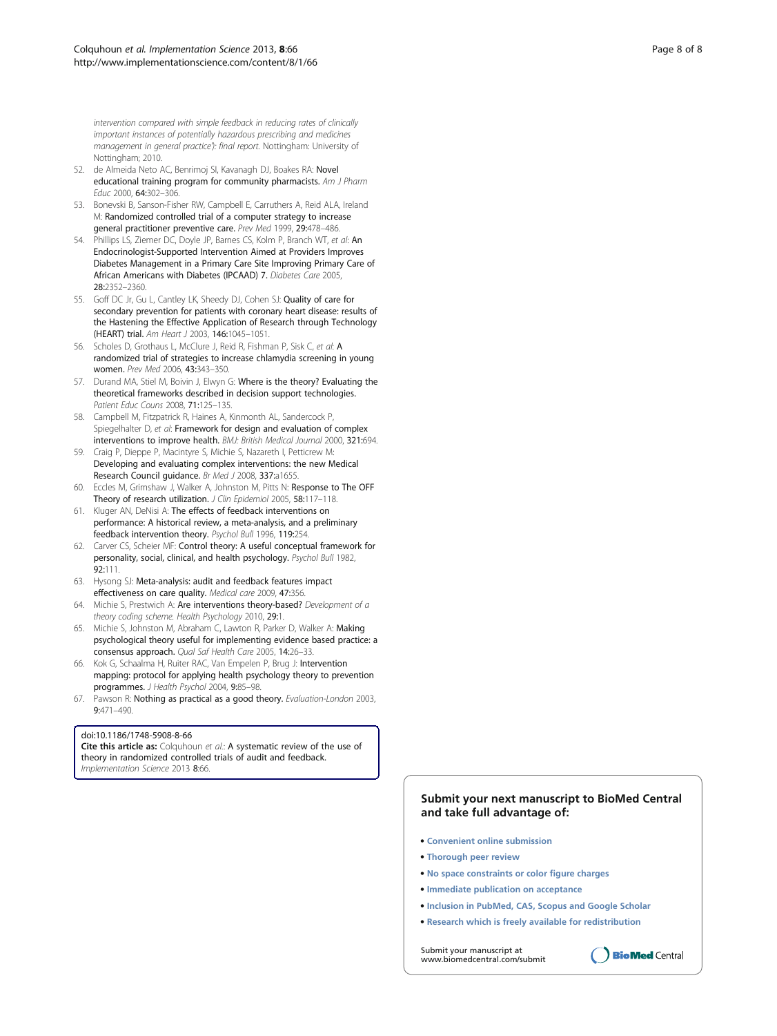intervention compared with simple feedback in reducing rates of clinically important instances of potentially hazardous prescribing and medicines management in general practice'): final report.* Nottingham: University of Nottingham; 2010.

52. de Almeida Neto AC, Benrimoj SI, Kavanagh DJ, Boakes RA: **Novel educational training program for community pharmacists.** *Am J Pharm Educ* 2000, **64:**302–306.
53. Bonevski B, Sanson-Fisher RW, Campbell E, Carruthers A, Reid ALA, Ireland M: **Randomized controlled trial of a computer strategy to increase general practitioner preventive care.** *Prev Med* 1999, **29:**478–486.
54. Phillips LS, Ziemer DC, Doyle JP, Barnes CS, Kolm P, Branch WT, *et al*: **An Endocrinologist-Supported Intervention Aimed at Providers Improves Diabetes Management in a Primary Care Site Improving Primary Care of African Americans with Diabetes (IPCAAD) 7.** *Diabetes Care* 2005, **28:**2352–2360.
55. Goff DC Jr, Gu L, Cantley LK, Sheedy DJ, Cohen SJ: **Quality of care for secondary prevention for patients with coronary heart disease: results of the Hastening the Effective Application of Research through Technology (HEART) trial.** *Am Heart J* 2003, **146:**1045–1051.
56. Scholes D, Grothaus L, McClure J, Reid R, Fishman P, Sisk C, *et al*: **A randomized trial of strategies to increase chlamydia screening in young women.** *Prev Med* 2006, **43:**343–350.
57. Durand MA, Stiel M, Boivin J, Elwyn G: **Where is the theory? Evaluating the theoretical frameworks described in decision support technologies.** *Patient Educ Couns* 2008, **71:**125–135.
58. Campbell M, Fitzpatrick R, Haines A, Kinmonth AL, Sandercock P, Spiegelhalter D, *et al*: **Framework for design and evaluation of complex interventions to improve health.** *BMJ: British Medical Journal* 2000, **321:**694.
59. Craig P, Dieppe P, Macintyre S, Michie S, Nazareth I, Petticrew M: **Developing and evaluating complex interventions: the new Medical Research Council guidance.** *Br Med J* 2008, **337:**a1655.
60. Eccles M, Grimshaw J, Walker A, Johnston M, Pitts N: **Response to The OFF Theory of research utilization.** *J Clin Epidemiol* 2005, **58:**117–118.
61. Kluger AN, DeNisi A: **The effects of feedback interventions on performance: A historical review, a meta-analysis, and a preliminary feedback intervention theory.** *Psychol Bull* 1996, **119:**254.
62. Carver CS, Scheier MF: **Control theory: A useful conceptual framework for personality, social, clinical, and health psychology.** *Psychol Bull* 1982, **92:**111.
63. Hysong SJ: **Meta-analysis: audit and feedback features impact effectiveness on care quality.** *Medical care* 2009, **47:**356.
64. Michie S, Prestwich A: **Are interventions theory-based?** *Development of a theory coding scheme. Health Psychology* 2010, **29:**1.
65. Michie S, Johnston M, Abraham C, Lawton R, Parker D, Walker A: **Making psychological theory useful for implementing evidence based practice: a consensus approach.** *Qual Saf Health Care* 2005, **14:**26–33.
66. Kok G, Schaalma H, Ruiter RAC, Van Empelen P, Brug J: **Intervention mapping: protocol for applying health psychology theory to prevention programmes.** *J Health Psychol* 2004, **9:**85–98.
67. Pawson R: **Nothing as practical as a good theory.** *Evaluation-London* 2003, **9:**471–490.

doi:10.1186/1748-5908-8-66
**Cite this article as:** Colquhoun *et al.*: A systematic review of the use of theory in randomized controlled trials of audit and feedback. *Implementation Science* 2013 **8**:66.

**Submit your next manuscript to BioMed Central and take full advantage of:**

- **Convenient online submission**
- **Thorough peer review**
- **No space constraints or color figure charges**
- **Immediate publication on acceptance**
- **Inclusion in PubMed, CAS, Scopus and Google Scholar**
- **Research which is freely available for redistribution**

Submit your manuscript at
www.biomedcentral.com/submit

BioMed Central